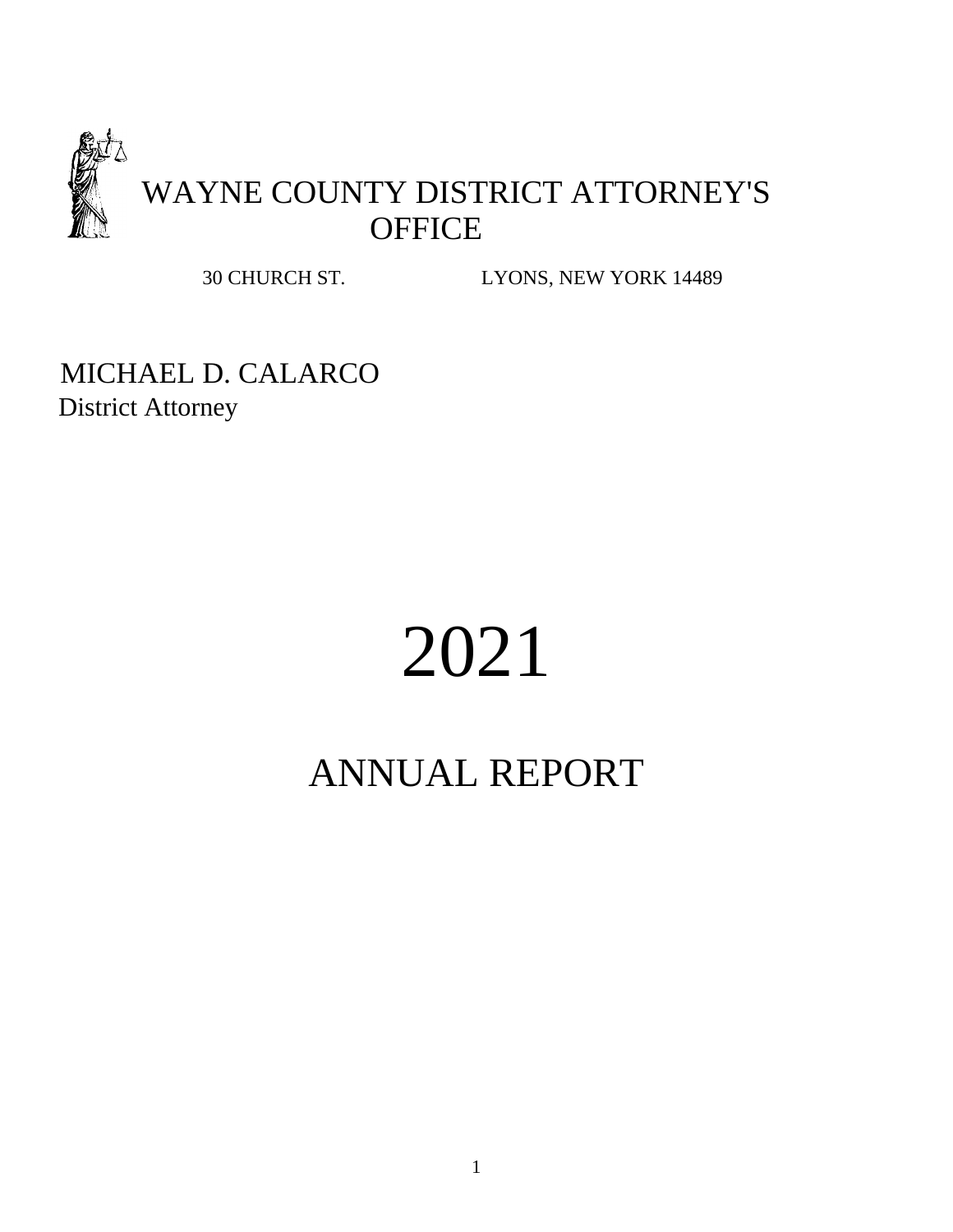# WAYNE COUNTY DISTRICT ATTORNEY'S OFFICE

30 CHURCH ST. LYONS, NEW YORK 14489

MICHAEL D. CALARCO
District Attorney

# 2021

# ANNUAL REPORT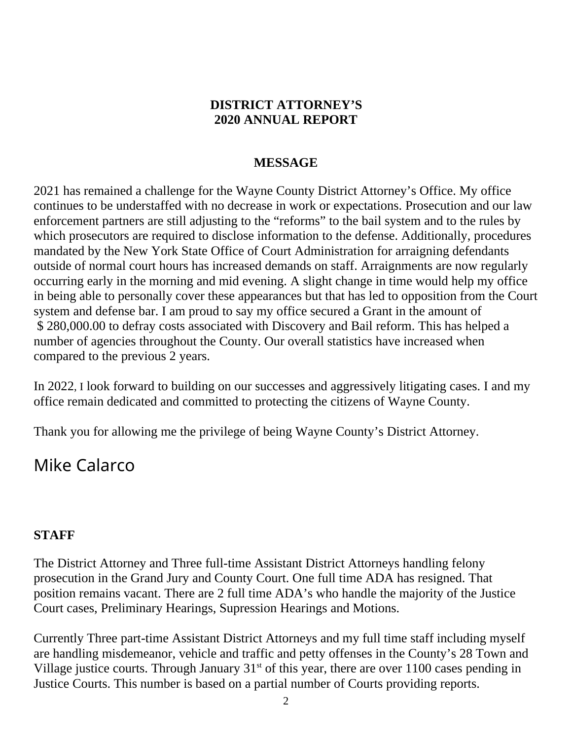**DISTRICT ATTORNEY'S**
**2020 ANNUAL REPORT**

**MESSAGE**

2021 has remained a challenge for the Wayne County District Attorney's Office. My office continues to be understaffed with no decrease in work or expectations. Prosecution and our law enforcement partners are still adjusting to the "reforms" to the bail system and to the rules by which prosecutors are required to disclose information to the defense. Additionally, procedures mandated by the New York State Office of Court Administration for arraigning defendants outside of normal court hours has increased demands on staff. Arraignments are now regularly occurring early in the morning and mid evening. A slight change in time would help my office in being able to personally cover these appearances but that has led to opposition from the Court system and defense bar. I am proud to say my office secured a Grant in the amount of $ 280,000.00 to defray costs associated with Discovery and Bail reform. This has helped a number of agencies throughout the County. Our overall statistics have increased when compared to the previous 2 years.

In 2022, I look forward to building on our successes and aggressively litigating cases. I and my office remain dedicated and committed to protecting the citizens of Wayne County.

Thank you for allowing me the privilege of being Wayne County's District Attorney.

Mike Calarco

**STAFF**

The District Attorney and Three full-time Assistant District Attorneys handling felony prosecution in the Grand Jury and County Court. One full time ADA has resigned. That position remains vacant. There are 2 full time ADA's who handle the majority of the Justice Court cases, Preliminary Hearings, Supression Hearings and Motions.

Currently Three part-time Assistant District Attorneys and my full time staff including myself are handling misdemeanor, vehicle and traffic and petty offenses in the County's 28 Town and Village justice courts. Through January 31st of this year, there are over 1100 cases pending in Justice Courts. This number is based on a partial number of Courts providing reports.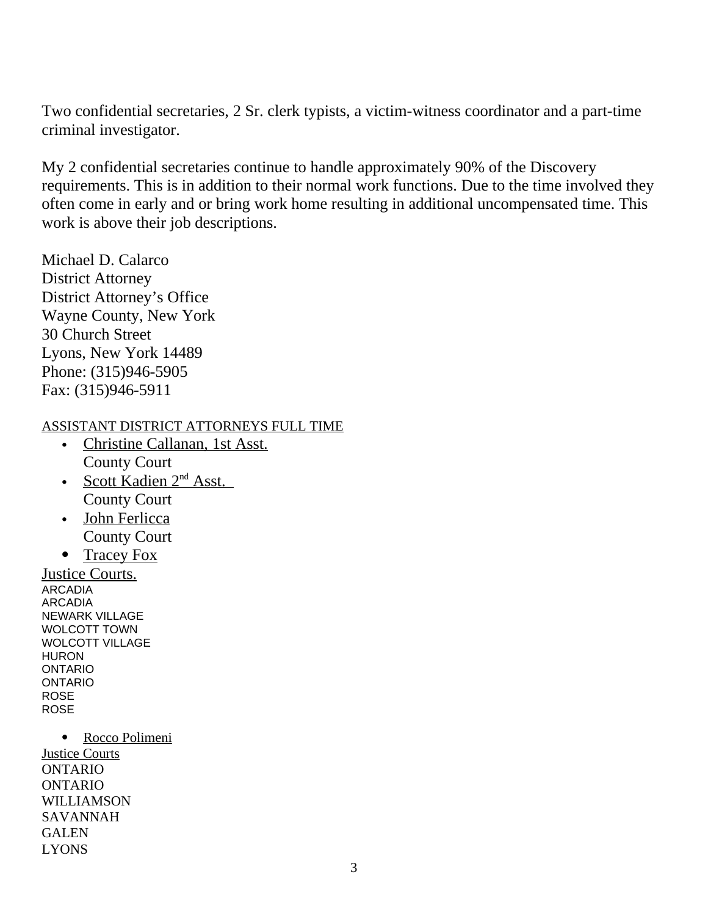Two confidential secretaries, 2 Sr. clerk typists, a victim-witness coordinator and a part-time criminal investigator.

My 2 confidential secretaries continue to handle approximately 90% of the Discovery requirements. This is in addition to their normal work functions. Due to the time involved they often come in early and or bring work home resulting in additional uncompensated time. This work is above their job descriptions.

Michael D. Calarco
District Attorney
District Attorney's Office
Wayne County, New York
30 Church Street
Lyons, New York 14489
Phone: (315)946-5905
Fax: (315)946-5911

ASSISTANT DISTRICT ATTORNEYS FULL TIME

- Christine Callanan, 1st Asst.
  County Court
- Scott Kadien 2nd Asst.
  County Court
- John Ferlicca
  County Court
- Tracey Fox

Justice Courts.
ARCADIA
ARCADIA
NEWARK VILLAGE
WOLCOTT TOWN
WOLCOTT VILLAGE
HURON
ONTARIO
ONTARIO
ROSE
ROSE

- Rocco Polimeni

Justice Courts
ONTARIO
ONTARIO
WILLIAMSON
SAVANNAH
GALEN
LYONS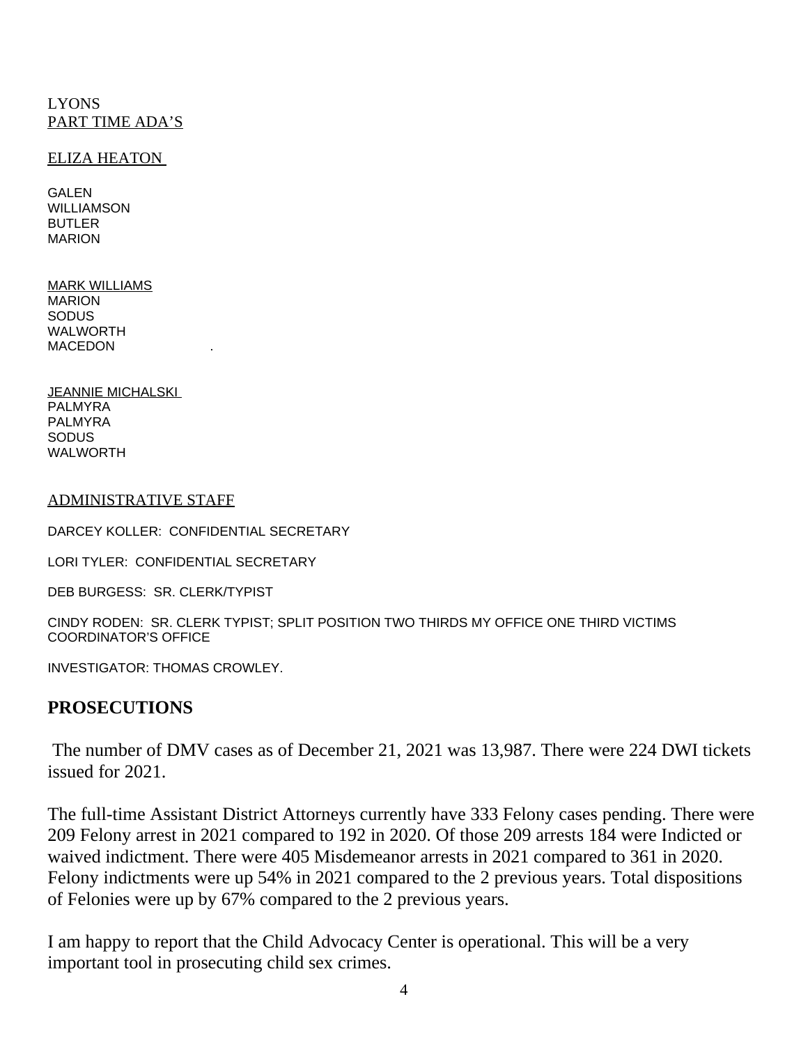LYONS
PART TIME ADA'S

ELIZA HEATON

GALEN
WILLIAMSON
BUTLER
MARION

MARK WILLIAMS
MARION
SODUS
WALWORTH
MACEDON .

JEANNIE MICHALSKI
PALMYRA
PALMYRA
SODUS
WALWORTH

ADMINISTRATIVE STAFF

DARCEY KOLLER: CONFIDENTIAL SECRETARY

LORI TYLER: CONFIDENTIAL SECRETARY

DEB BURGESS: SR. CLERK/TYPIST

CINDY RODEN: SR. CLERK TYPIST; SPLIT POSITION TWO THIRDS MY OFFICE ONE THIRD VICTIMS COORDINATOR'S OFFICE

INVESTIGATOR: THOMAS CROWLEY.

## PROSECUTIONS

The number of DMV cases as of December 21, 2021 was 13,987. There were 224 DWI tickets issued for 2021.

The full-time Assistant District Attorneys currently have 333 Felony cases pending. There were 209 Felony arrest in 2021 compared to 192 in 2020. Of those 209 arrests 184 were Indicted or waived indictment. There were 405 Misdemeanor arrests in 2021 compared to 361 in 2020. Felony indictments were up 54% in 2021 compared to the 2 previous years. Total dispositions of Felonies were up by 67% compared to the 2 previous years.

I am happy to report that the Child Advocacy Center is operational. This will be a very important tool in prosecuting child sex crimes.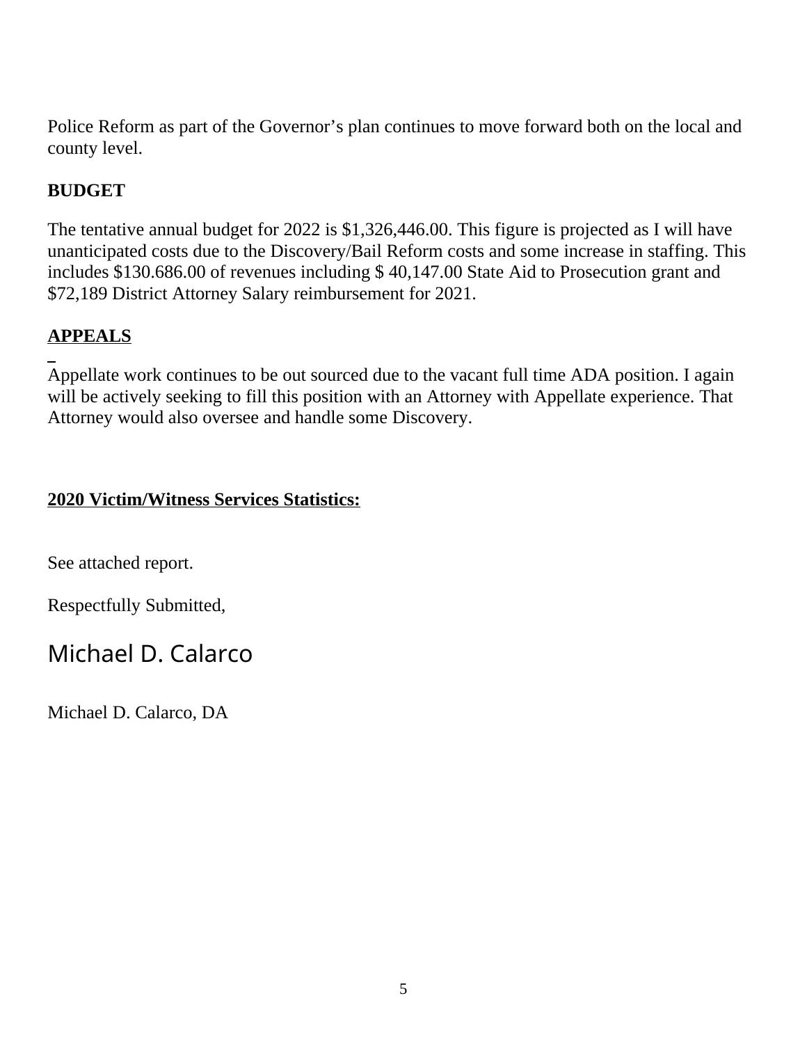Police Reform as part of the Governor's plan continues to move forward both on the local and county level.

**BUDGET**

The tentative annual budget for 2022 is $1,326,446.00. This figure is projected as I will have unanticipated costs due to the Discovery/Bail Reform costs and some increase in staffing. This includes $130.686.00 of revenues including $ 40,147.00 State Aid to Prosecution grant and $72,189 District Attorney Salary reimbursement for 2021.

**<u>APPEALS</u>**

Appellate work continues to be out sourced due to the vacant full time ADA position. I again will be actively seeking to fill this position with an Attorney with Appellate experience. That Attorney would also oversee and handle some Discovery.

**<u>2020 Victim/Witness Services Statistics:</u>**

See attached report.

Respectfully Submitted,

Michael D. Calarco

Michael D. Calarco, DA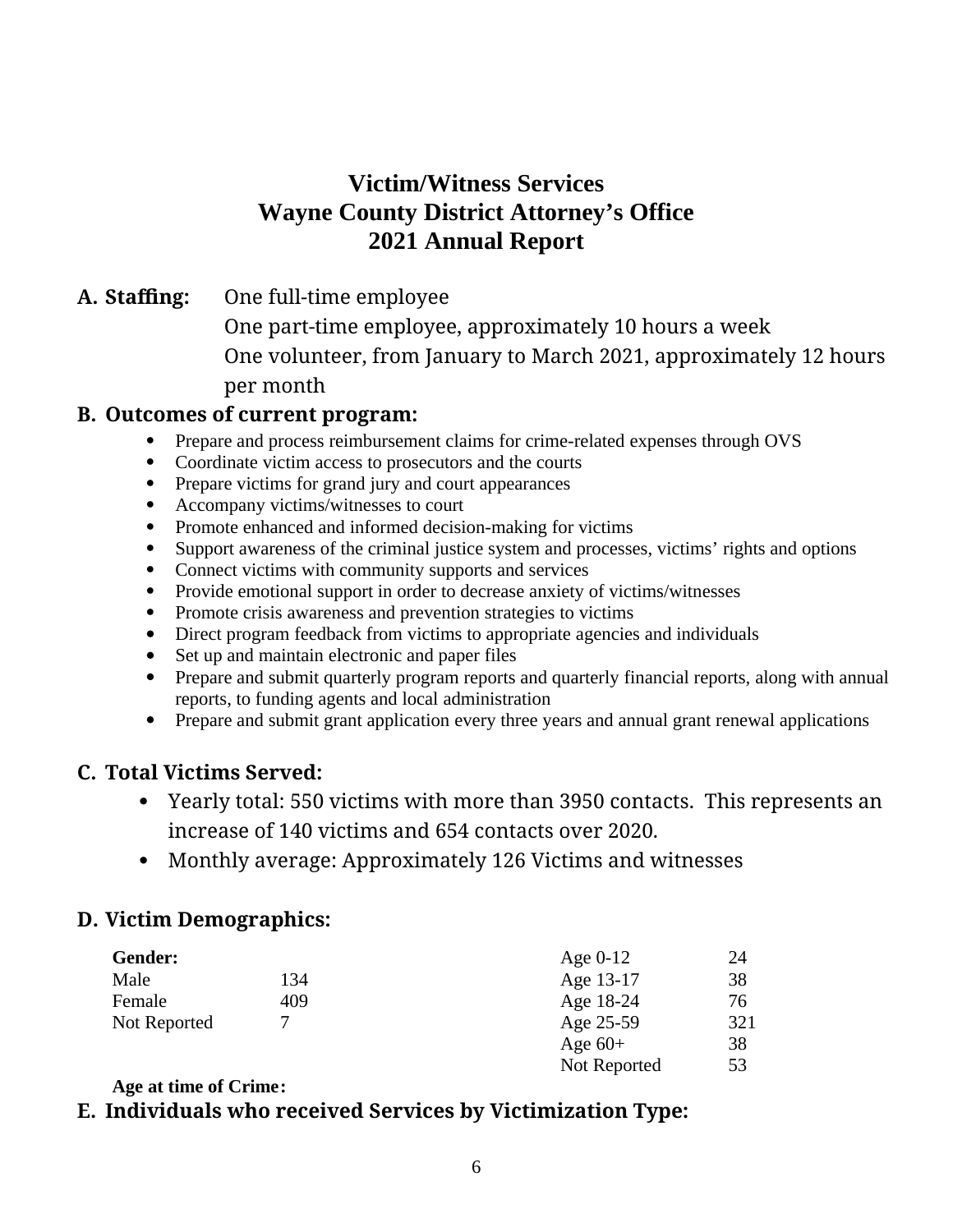# Victim/Witness Services
# Wayne County District Attorney's Office
# 2021 Annual Report

**A. Staffing:** One full-time employee
One part-time employee, approximately 10 hours a week
One volunteer, from January to March 2021, approximately 12 hours per month

**B. Outcomes of current program:**

- Prepare and process reimbursement claims for crime-related expenses through OVS
- Coordinate victim access to prosecutors and the courts
- Prepare victims for grand jury and court appearances
- Accompany victims/witnesses to court
- Promote enhanced and informed decision-making for victims
- Support awareness of the criminal justice system and processes, victims' rights and options
- Connect victims with community supports and services
- Provide emotional support in order to decrease anxiety of victims/witnesses
- Promote crisis awareness and prevention strategies to victims
- Direct program feedback from victims to appropriate agencies and individuals
- Set up and maintain electronic and paper files
- Prepare and submit quarterly program reports and quarterly financial reports, along with annual reports, to funding agents and local administration
- Prepare and submit grant application every three years and annual grant renewal applications

**C. Total Victims Served:**

- Yearly total: 550 victims with more than 3950 contacts. This represents an increase of 140 victims and 654 contacts over 2020.
- Monthly average: Approximately 126 Victims and witnesses

**D. Victim Demographics:**

| **Gender:** | |
|---|---|
| Male | 134 |
| Female | 409 |
| Not Reported | 7 |

**Age at time of Crime:**

| Age | Count |
|---|---|
| Age 0-12 | 24 |
| Age 13-17 | 38 |
| Age 18-24 | 76 |
| Age 25-59 | 321 |
| Age 60+ | 38 |
| Not Reported | 53 |

**E. Individuals who received Services by Victimization Type:**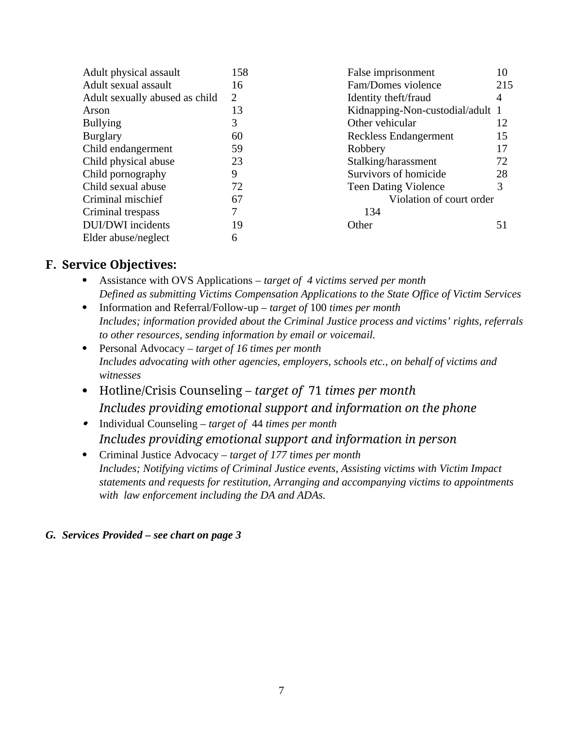| Crime Type | Count | Crime Type | Count |
|---|---|---|---|
| Adult physical assault | 158 | False imprisonment | 10 |
| Adult sexual assault | 16 | Fam/Domes violence | 215 |
| Adult sexually abused as child | 2 | Identity theft/fraud | 4 |
| Arson | 13 | Kidnapping-Non-custodial/adult | 1 |
| Bullying | 3 | Other vehicular | 12 |
| Burglary | 60 | Reckless Endangerment | 15 |
| Child endangerment | 59 | Robbery | 17 |
| Child physical abuse | 23 | Stalking/harassment | 72 |
| Child pornography | 9 | Survivors of homicide | 28 |
| Child sexual abuse | 72 | Teen Dating Violence | 3 |
| Criminal mischief | 67 | Violation of court order | 134 |
| Criminal trespass | 7 | Other | 51 |
| DUI/DWI incidents | 19 | | |
| Elder abuse/neglect | 6 | | |

## F. Service Objectives:

- Assistance with OVS Applications – *target of 4 victims served per month*
  *Defined as submitting Victims Compensation Applications to the State Office of Victim Services*
- Information and Referral/Follow-up – *target of* 100 *times per month*
  *Includes; information provided about the Criminal Justice process and victims' rights, referrals to other resources, sending information by email or voicemail.*
- Personal Advocacy – *target of 16 times per month*
  *Includes advocating with other agencies, employers, schools etc., on behalf of victims and witnesses*
- Hotline/Crisis Counseling – *target of* 71 *times per month*
  *Includes providing emotional support and information on the phone*
- Individual Counseling – *target of* 44 *times per month*
  *Includes providing emotional support and information in person*
- Criminal Justice Advocacy – *target of 177 times per month*
  *Includes; Notifying victims of Criminal Justice events, Assisting victims with Victim Impact statements and requests for restitution, Arranging and accompanying victims to appointments with law enforcement including the DA and ADAs.*

***G. Services Provided – see chart on page 3***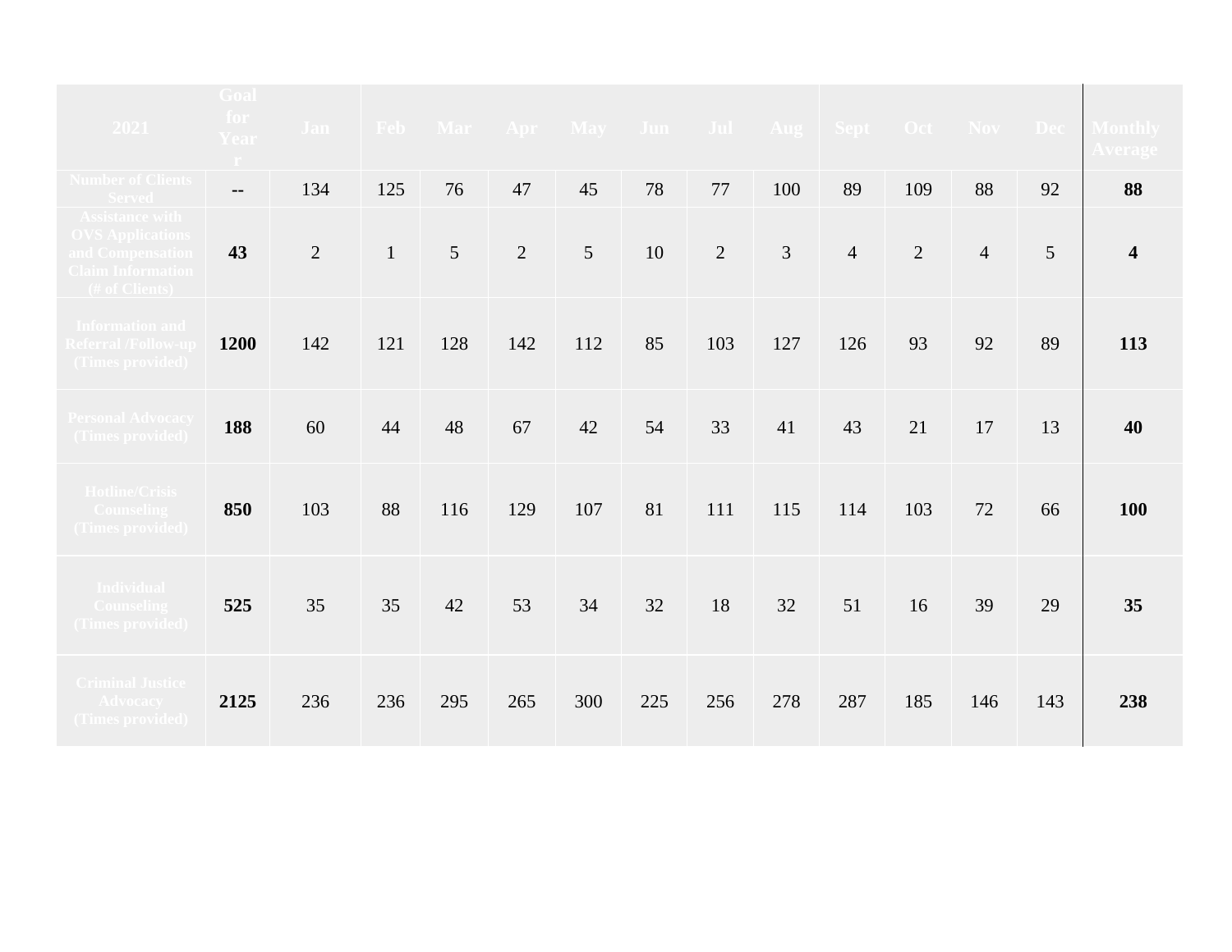| 2021 | Goal for Year | Jan | Feb | Mar | Apr | May | Jun | Jul | Aug | Sept | Oct | Nov | Dec | Monthly Average |
|---|---|---|---|---|---|---|---|---|---|---|---|---|---|---|
| Number of Clients Served | -- | 134 | 125 | 76 | 47 | 45 | 78 | 77 | 100 | 89 | 109 | 88 | 92 | **88** |
| Assistance with OVS Applications and Compensation Claim Information (# of Clients) | **43** | 2 | 1 | 5 | 2 | 5 | 10 | 2 | 3 | 4 | 2 | 4 | 5 | **4** |
| Information and Referral /Follow-up (Times provided) | **1200** | 142 | 121 | 128 | 142 | 112 | 85 | 103 | 127 | 126 | 93 | 92 | 89 | **113** |
| Personal Advocacy (Times provided) | **188** | 60 | 44 | 48 | 67 | 42 | 54 | 33 | 41 | 43 | 21 | 17 | 13 | **40** |
| Hotline/Crisis Counseling (Times provided) | **850** | 103 | 88 | 116 | 129 | 107 | 81 | 111 | 115 | 114 | 103 | 72 | 66 | **100** |
| Individual Counseling (Times provided) | **525** | 35 | 35 | 42 | 53 | 34 | 32 | 18 | 32 | 51 | 16 | 39 | 29 | **35** |
| Criminal Justice Advocacy (Times provided) | **2125** | 236 | 236 | 295 | 265 | 300 | 225 | 256 | 278 | 287 | 185 | 146 | 143 | **238** |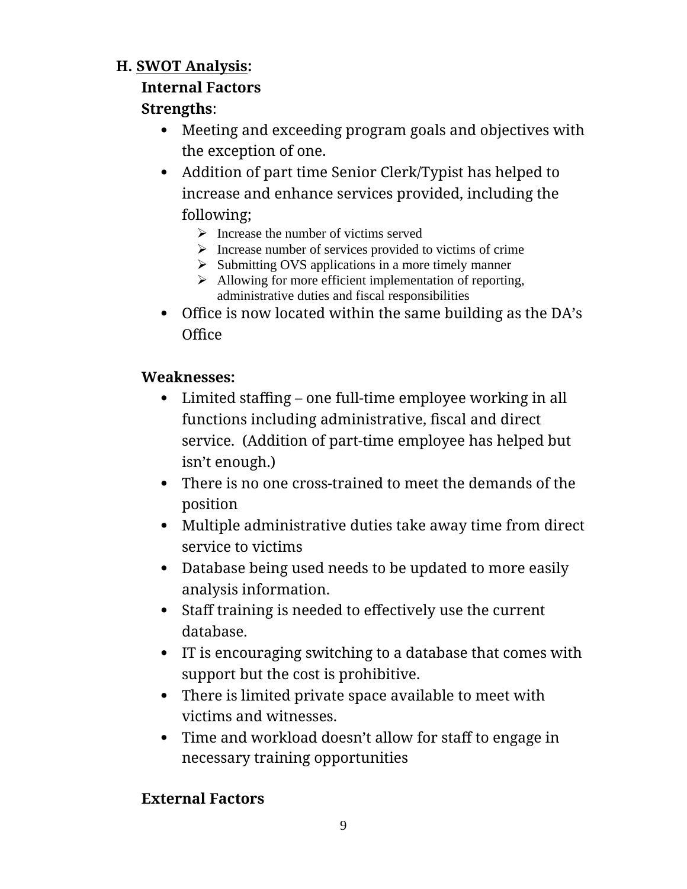## H. <u>SWOT Analysis</u>:

### Internal Factors

**Strengths**:

- Meeting and exceeding program goals and objectives with the exception of one.
- Addition of part time Senior Clerk/Typist has helped to increase and enhance services provided, including the following;
  - Increase the number of victims served
  - Increase number of services provided to victims of crime
  - Submitting OVS applications in a more timely manner
  - Allowing for more efficient implementation of reporting, administrative duties and fiscal responsibilities
- Office is now located within the same building as the DA's Office

**Weaknesses:**

- Limited staffing – one full-time employee working in all functions including administrative, fiscal and direct service. (Addition of part-time employee has helped but isn't enough.)
- There is no one cross-trained to meet the demands of the position
- Multiple administrative duties take away time from direct service to victims
- Database being used needs to be updated to more easily analysis information.
- Staff training is needed to effectively use the current database.
- IT is encouraging switching to a database that comes with support but the cost is prohibitive.
- There is limited private space available to meet with victims and witnesses.
- Time and workload doesn't allow for staff to engage in necessary training opportunities

### External Factors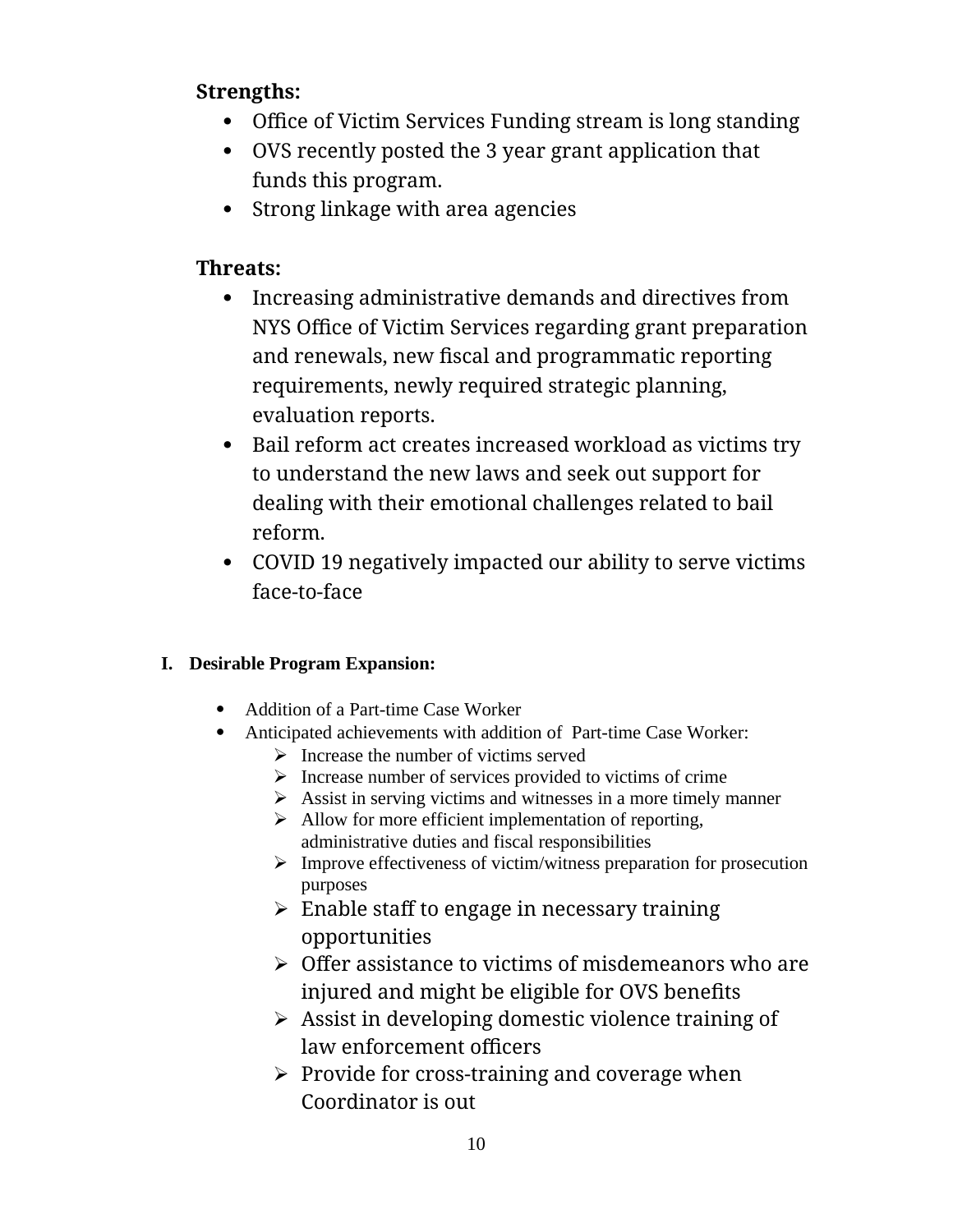**Strengths:**

- Office of Victim Services Funding stream is long standing
- OVS recently posted the 3 year grant application that funds this program.
- Strong linkage with area agencies

**Threats:**

- Increasing administrative demands and directives from NYS Office of Victim Services regarding grant preparation and renewals, new fiscal and programmatic reporting requirements, newly required strategic planning, evaluation reports.
- Bail reform act creates increased workload as victims try to understand the new laws and seek out support for dealing with their emotional challenges related to bail reform.
- COVID 19 negatively impacted our ability to serve victims face-to-face

## I. Desirable Program Expansion:

- Addition of a Part-time Case Worker
- Anticipated achievements with addition of Part-time Case Worker:
  - Increase the number of victims served
  - Increase number of services provided to victims of crime
  - Assist in serving victims and witnesses in a more timely manner
  - Allow for more efficient implementation of reporting, administrative duties and fiscal responsibilities
  - Improve effectiveness of victim/witness preparation for prosecution purposes
  - Enable staff to engage in necessary training opportunities
  - Offer assistance to victims of misdemeanors who are injured and might be eligible for OVS benefits
  - Assist in developing domestic violence training of law enforcement officers
  - Provide for cross-training and coverage when Coordinator is out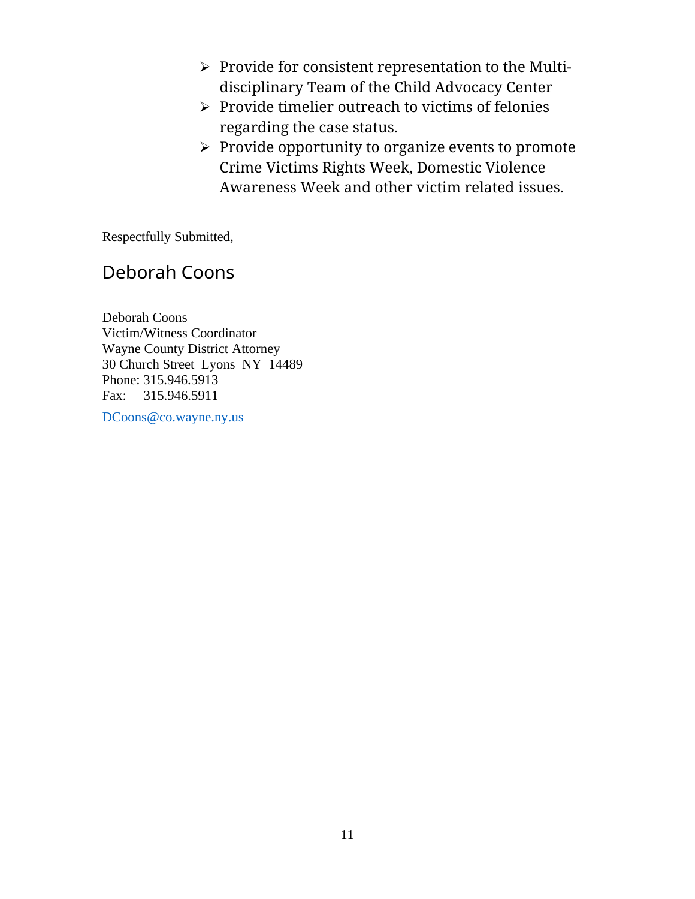- Provide for consistent representation to the Multi-disciplinary Team of the Child Advocacy Center
- Provide timelier outreach to victims of felonies regarding the case status.
- Provide opportunity to organize events to promote Crime Victims Rights Week, Domestic Violence Awareness Week and other victim related issues.

Respectfully Submitted,

Deborah Coons

Deborah Coons
Victim/Witness Coordinator
Wayne County District Attorney
30 Church Street Lyons NY 14489
Phone: 315.946.5913
Fax: 315.946.5911

DCoons@co.wayne.ny.us